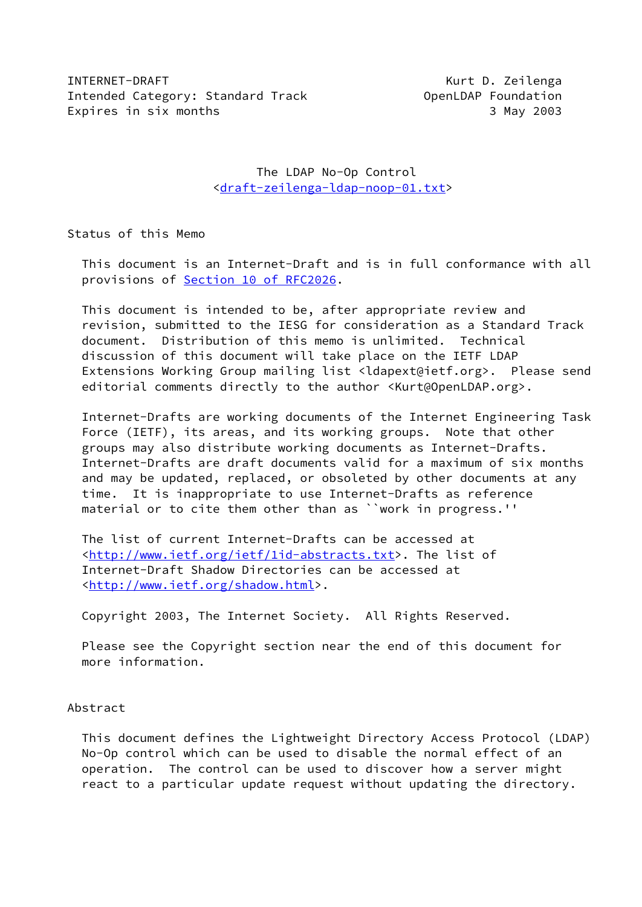INTERNET-DRAFT — Kurt D. Zeilenga
Intended Category: Standard Track — OpenLDAP Foundation
Expires in six months — 3 May 2003

# The LDAP No-Op Control

<draft-zeilenga-ldap-noop-01.txt>

## Status of this Memo

This document is an Internet-Draft and is in full conformance with all provisions of Section 10 of RFC2026.

This document is intended to be, after appropriate review and revision, submitted to the IESG for consideration as a Standard Track document. Distribution of this memo is unlimited. Technical discussion of this document will take place on the IETF LDAP Extensions Working Group mailing list <ldapext@ietf.org>. Please send editorial comments directly to the author <Kurt@OpenLDAP.org>.

Internet-Drafts are working documents of the Internet Engineering Task Force (IETF), its areas, and its working groups. Note that other groups may also distribute working documents as Internet-Drafts. Internet-Drafts are draft documents valid for a maximum of six months and may be updated, replaced, or obsoleted by other documents at any time. It is inappropriate to use Internet-Drafts as reference material or to cite them other than as ``work in progress.''

The list of current Internet-Drafts can be accessed at <http://www.ietf.org/ietf/1id-abstracts.txt>. The list of Internet-Draft Shadow Directories can be accessed at <http://www.ietf.org/shadow.html>.

Copyright 2003, The Internet Society. All Rights Reserved.

Please see the Copyright section near the end of this document for more information.

## Abstract

This document defines the Lightweight Directory Access Protocol (LDAP) No-Op control which can be used to disable the normal effect of an operation. The control can be used to discover how a server might react to a particular update request without updating the directory.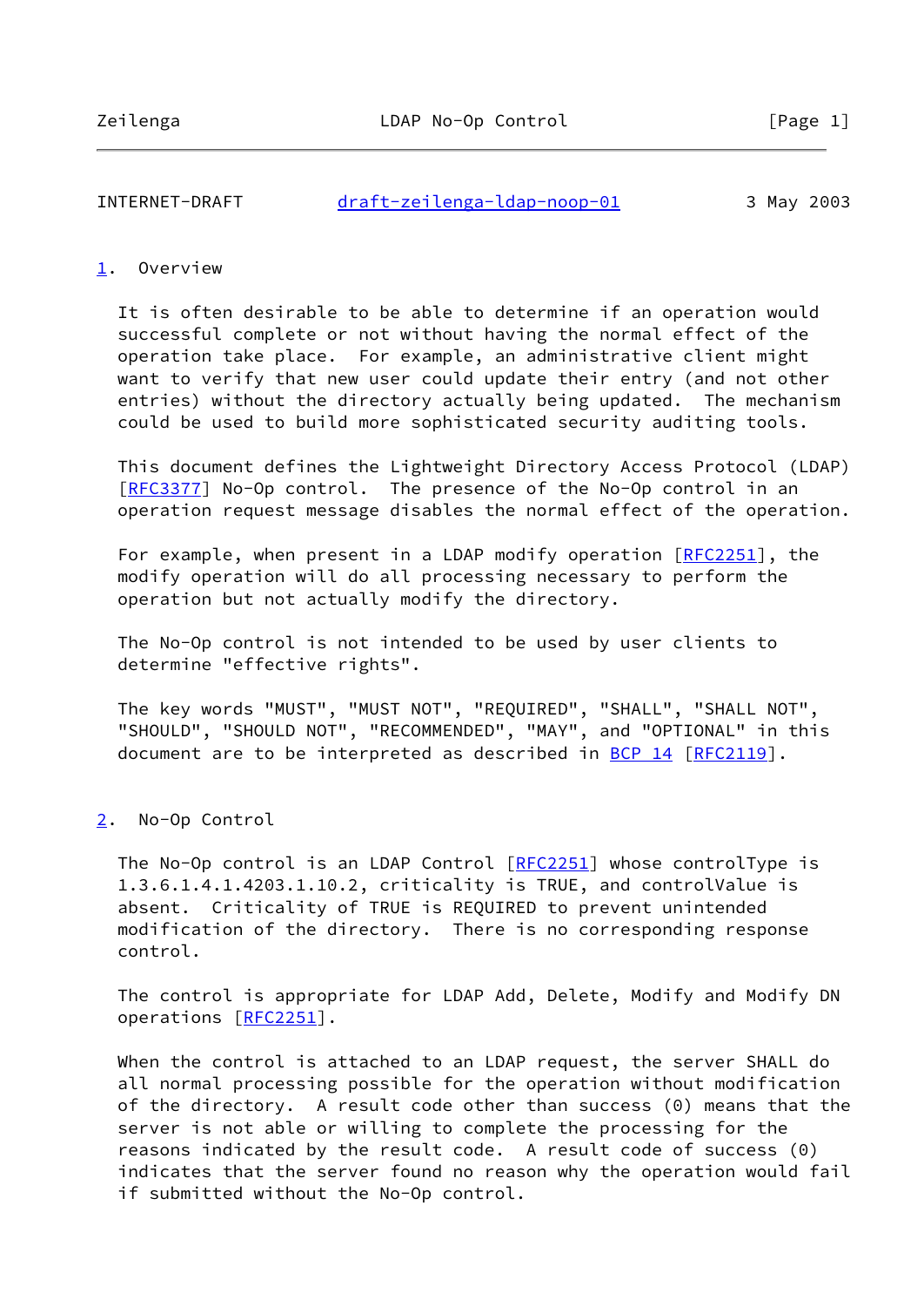## 1. Overview

It is often desirable to be able to determine if an operation would successful complete or not without having the normal effect of the operation take place. For example, an administrative client might want to verify that new user could update their entry (and not other entries) without the directory actually being updated. The mechanism could be used to build more sophisticated security auditing tools.

This document defines the Lightweight Directory Access Protocol (LDAP) [RFC3377] No-Op control. The presence of the No-Op control in an operation request message disables the normal effect of the operation.

For example, when present in a LDAP modify operation [RFC2251], the modify operation will do all processing necessary to perform the operation but not actually modify the directory.

The No-Op control is not intended to be used by user clients to determine "effective rights".

The key words "MUST", "MUST NOT", "REQUIRED", "SHALL", "SHALL NOT", "SHOULD", "SHOULD NOT", "RECOMMENDED", "MAY", and "OPTIONAL" in this document are to be interpreted as described in BCP 14 [RFC2119].

## 2. No-Op Control

The No-Op control is an LDAP Control [RFC2251] whose controlType is 1.3.6.1.4.1.4203.1.10.2, criticality is TRUE, and controlValue is absent. Criticality of TRUE is REQUIRED to prevent unintended modification of the directory. There is no corresponding response control.

The control is appropriate for LDAP Add, Delete, Modify and Modify DN operations [RFC2251].

When the control is attached to an LDAP request, the server SHALL do all normal processing possible for the operation without modification of the directory. A result code other than success (0) means that the server is not able or willing to complete the processing for the reasons indicated by the result code. A result code of success (0) indicates that the server found no reason why the operation would fail if submitted without the No-Op control.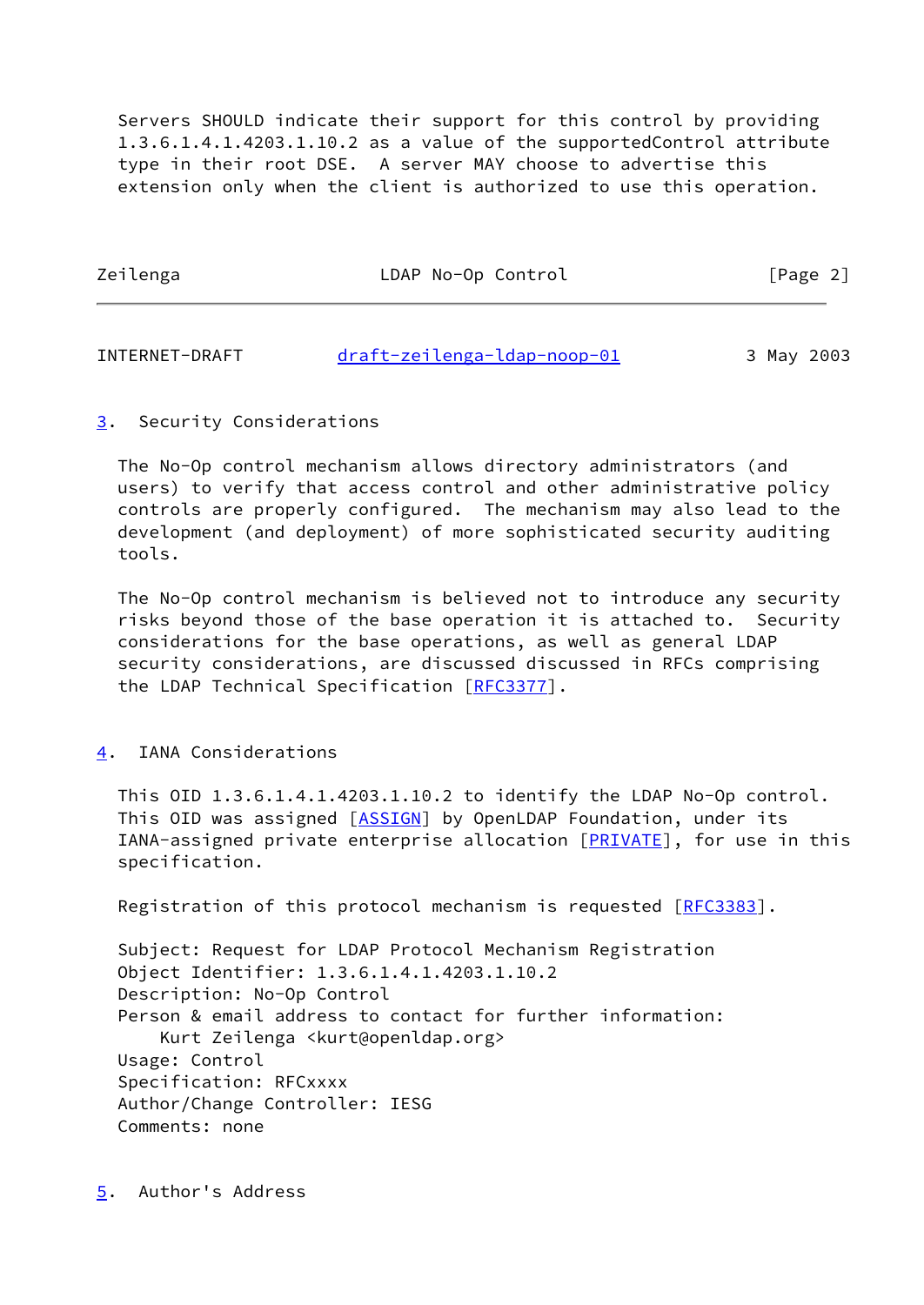Servers SHOULD indicate their support for this control by providing 1.3.6.1.4.1.4203.1.10.2 as a value of the supportedControl attribute type in their root DSE. A server MAY choose to advertise this extension only when the client is authorized to use this operation.

## 3. Security Considerations

The No-Op control mechanism allows directory administrators (and users) to verify that access control and other administrative policy controls are properly configured. The mechanism may also lead to the development (and deployment) of more sophisticated security auditing tools.

The No-Op control mechanism is believed not to introduce any security risks beyond those of the base operation it is attached to. Security considerations for the base operations, as well as general LDAP security considerations, are discussed discussed in RFCs comprising the LDAP Technical Specification [RFC3377].

## 4. IANA Considerations

This OID 1.3.6.1.4.1.4203.1.10.2 to identify the LDAP No-Op control. This OID was assigned [ASSIGN] by OpenLDAP Foundation, under its IANA-assigned private enterprise allocation [PRIVATE], for use in this specification.

Registration of this protocol mechanism is requested [RFC3383].

```
Subject: Request for LDAP Protocol Mechanism Registration
Object Identifier: 1.3.6.1.4.1.4203.1.10.2
Description: No-Op Control
Person & email address to contact for further information:
    Kurt Zeilenga <kurt@openldap.org>
Usage: Control
Specification: RFCxxxx
Author/Change Controller: IESG
Comments: none
```

## 5. Author's Address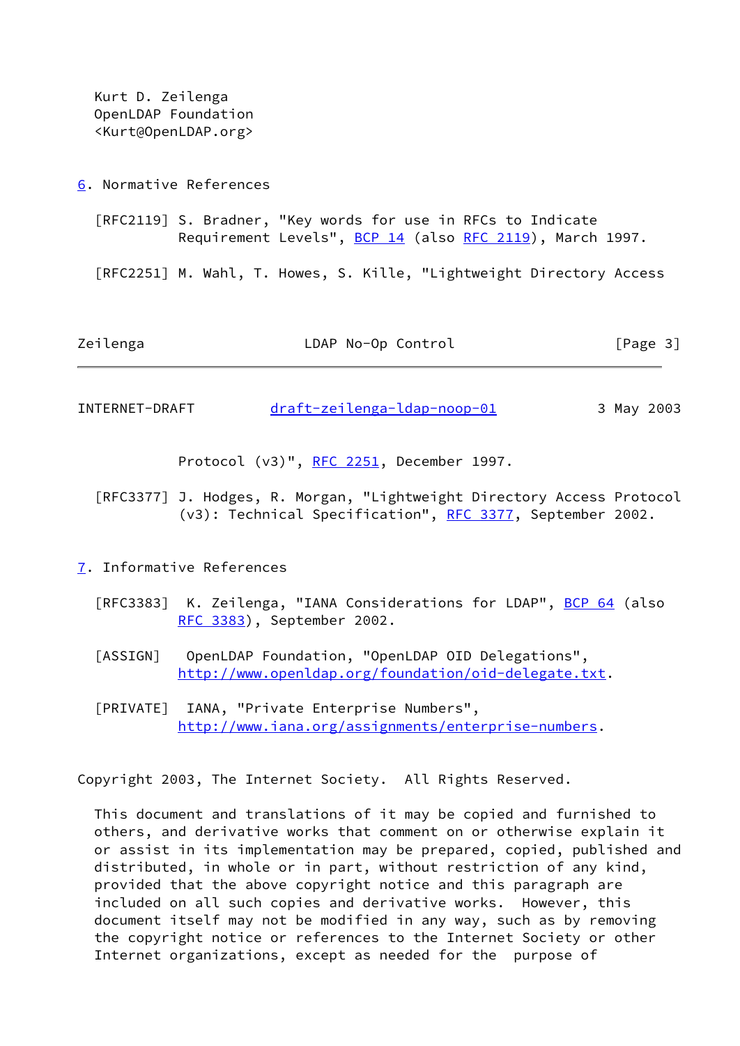Kurt D. Zeilenga
OpenLDAP Foundation
<Kurt@OpenLDAP.org>

## 6. Normative References

[RFC2119] S. Bradner, "Key words for use in RFCs to Indicate Requirement Levels", BCP 14 (also RFC 2119), March 1997.

[RFC2251] M. Wahl, T. Howes, S. Kille, "Lightweight Directory Access Protocol (v3)", RFC 2251, December 1997.

[RFC3377] J. Hodges, R. Morgan, "Lightweight Directory Access Protocol (v3): Technical Specification", RFC 3377, September 2002.

## 7. Informative References

[RFC3383] K. Zeilenga, "IANA Considerations for LDAP", BCP 64 (also RFC 3383), September 2002.

[ASSIGN] OpenLDAP Foundation, "OpenLDAP OID Delegations", http://www.openldap.org/foundation/oid-delegate.txt.

[PRIVATE] IANA, "Private Enterprise Numbers", http://www.iana.org/assignments/enterprise-numbers.

Copyright 2003, The Internet Society. All Rights Reserved.

This document and translations of it may be copied and furnished to others, and derivative works that comment on or otherwise explain it or assist in its implementation may be prepared, copied, published and distributed, in whole or in part, without restriction of any kind, provided that the above copyright notice and this paragraph are included on all such copies and derivative works. However, this document itself may not be modified in any way, such as by removing the copyright notice or references to the Internet Society or other Internet organizations, except as needed for the purpose of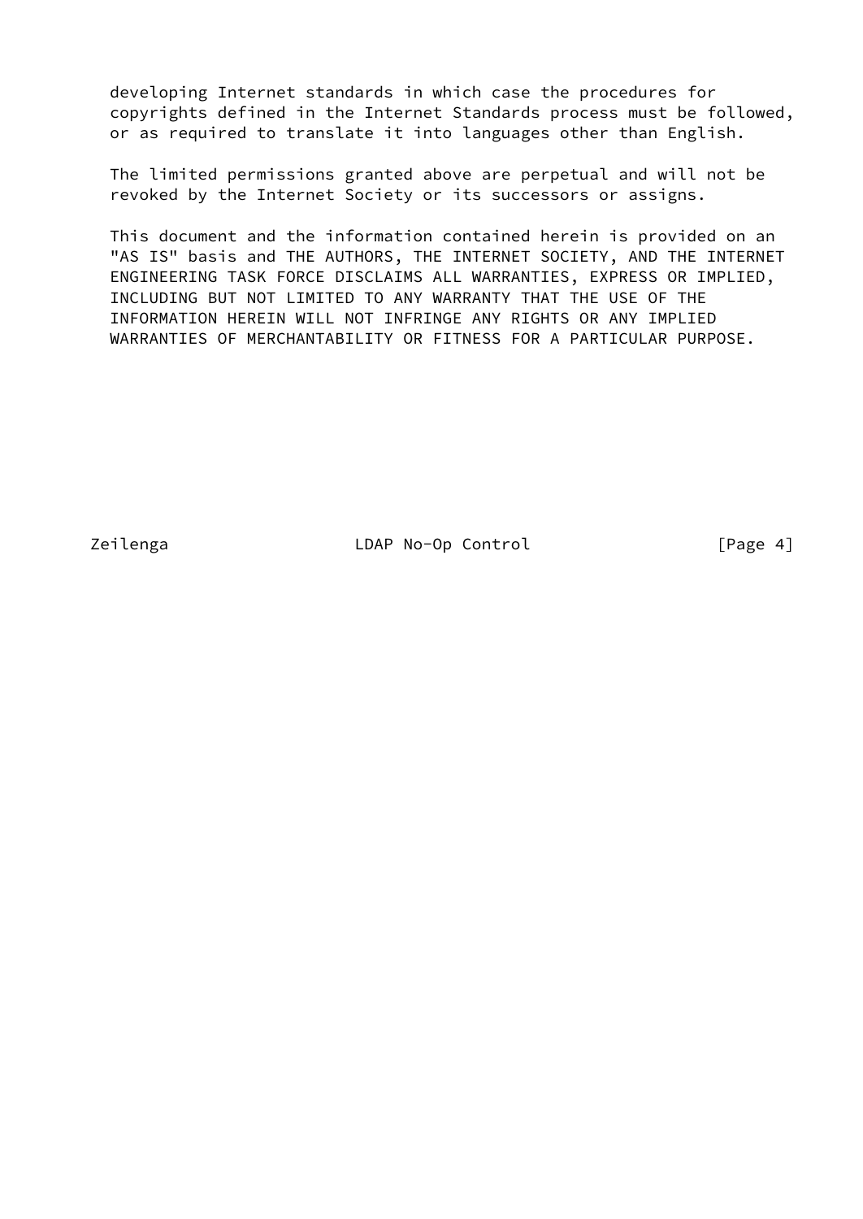developing Internet standards in which case the procedures for copyrights defined in the Internet Standards process must be followed, or as required to translate it into languages other than English.

The limited permissions granted above are perpetual and will not be revoked by the Internet Society or its successors or assigns.

This document and the information contained herein is provided on an "AS IS" basis and THE AUTHORS, THE INTERNET SOCIETY, AND THE INTERNET ENGINEERING TASK FORCE DISCLAIMS ALL WARRANTIES, EXPRESS OR IMPLIED, INCLUDING BUT NOT LIMITED TO ANY WARRANTY THAT THE USE OF THE INFORMATION HEREIN WILL NOT INFRINGE ANY RIGHTS OR ANY IMPLIED WARRANTIES OF MERCHANTABILITY OR FITNESS FOR A PARTICULAR PURPOSE.